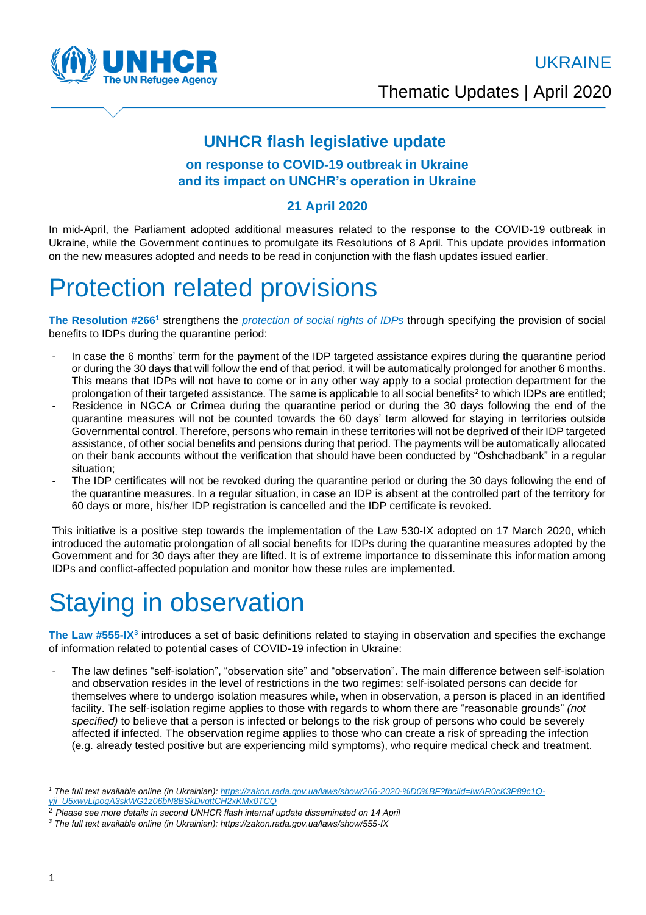UKRAINE

Thematic Updates | April 2020

## UNHCR flash legislative update

### on response to COVID-19 outbreak in Ukraine and its impact on UNCHR's operation in Ukraine

### 21 April 2020

In mid-April, the Parliament adopted additional measures related to the response to the COVID-19 outbreak in Ukraine, while the Government continues to promulgate its Resolutions of 8 April. This update provides information on the new measures adopted and needs to be read in conjunction with the flash updates issued earlier.

# Protection related provisions

**The Resolution #266**[1] strengthens the *protection of social rights of IDPs* through specifying the provision of social benefits to IDPs during the quarantine period:

- In case the 6 months' term for the payment of the IDP targeted assistance expires during the quarantine period or during the 30 days that will follow the end of that period, it will be automatically prolonged for another 6 months. This means that IDPs will not have to come or in any other way apply to a social protection department for the prolongation of their targeted assistance. The same is applicable to all social benefits[2] to which IDPs are entitled;
- Residence in NGCA or Crimea during the quarantine period or during the 30 days following the end of the quarantine measures will not be counted towards the 60 days' term allowed for staying in territories outside Governmental control. Therefore, persons who remain in these territories will not be deprived of their IDP targeted assistance, of other social benefits and pensions during that period. The payments will be automatically allocated on their bank accounts without the verification that should have been conducted by "Oshchadbank" in a regular situation;
- The IDP certificates will not be revoked during the quarantine period or during the 30 days following the end of the quarantine measures. In a regular situation, in case an IDP is absent at the controlled part of the territory for 60 days or more, his/her IDP registration is cancelled and the IDP certificate is revoked.

This initiative is a positive step towards the implementation of the Law 530-IX adopted on 17 March 2020, which introduced the automatic prolongation of all social benefits for IDPs during the quarantine measures adopted by the Government and for 30 days after they are lifted. It is of extreme importance to disseminate this information among IDPs and conflict-affected population and monitor how these rules are implemented.

# Staying in observation

**The Law #555-IX**[3] introduces a set of basic definitions related to staying in observation and specifies the exchange of information related to potential cases of COVID-19 infection in Ukraine:

- The law defines "self-isolation", "observation site" and "observation". The main difference between self-isolation and observation resides in the level of restrictions in the two regimes: self-isolated persons can decide for themselves where to undergo isolation measures while, when in observation, a person is placed in an identified facility. The self-isolation regime applies to those with regards to whom there are "reasonable grounds" *(not specified)* to believe that a person is infected or belongs to the risk group of persons who could be severely affected if infected. The observation regime applies to those who can create a risk of spreading the infection (e.g. already tested positive but are experiencing mild symptoms), who require medical check and treatment.

---

[1] *The full text available online (in Ukrainian): https://zakon.rada.gov.ua/laws/show/266-2020-%D0%BF?fbclid=IwAR0cK3P89c1Q-yji_U5xwyLipoqA3skWG1z06bN8BSkDvgttCH2xKMx0TCQ*

[2] *Please see more details in second UNHCR flash internal update disseminated on 14 April*

[3] *The full text available online (in Ukrainian): https://zakon.rada.gov.ua/laws/show/555-IX*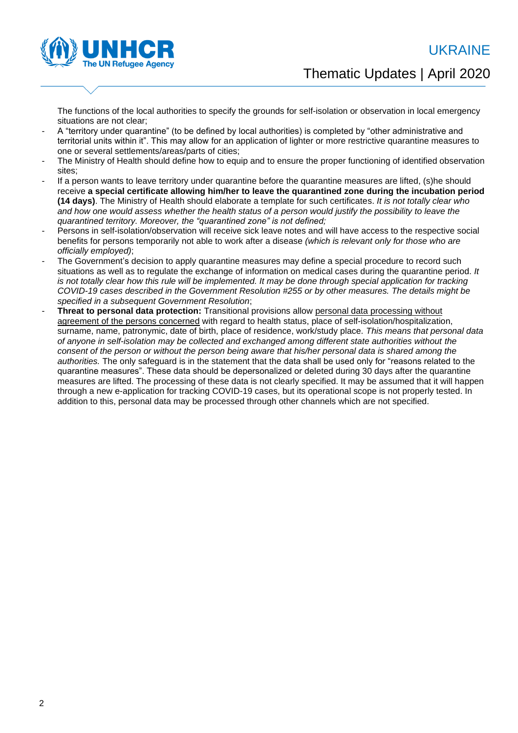The functions of the local authorities to specify the grounds for self-isolation or observation in local emergency situations are not clear;

- A "territory under quarantine" (to be defined by local authorities) is completed by "other administrative and territorial units within it". This may allow for an application of lighter or more restrictive quarantine measures to one or several settlements/areas/parts of cities;
- The Ministry of Health should define how to equip and to ensure the proper functioning of identified observation sites;
- If a person wants to leave territory under quarantine before the quarantine measures are lifted, (s)he should receive **a special certificate allowing him/her to leave the quarantined zone during the incubation period (14 days)**. The Ministry of Health should elaborate a template for such certificates. *It is not totally clear who and how one would assess whether the health status of a person would justify the possibility to leave the quarantined territory. Moreover, the "quarantined zone" is not defined;*
- Persons in self-isolation/observation will receive sick leave notes and will have access to the respective social benefits for persons temporarily not able to work after a disease *(which is relevant only for those who are officially employed)*;
- The Government's decision to apply quarantine measures may define a special procedure to record such situations as well as to regulate the exchange of information on medical cases during the quarantine period. *It is not totally clear how this rule will be implemented. It may be done through special application for tracking COVID-19 cases described in the Government Resolution #255 or by other measures. The details might be specified in a subsequent Government Resolution*;
- **Threat to personal data protection:** Transitional provisions allow personal data processing without agreement of the persons concerned with regard to health status, place of self-isolation/hospitalization, surname, name, patronymic, date of birth, place of residence, work/study place. *This means that personal data of anyone in self-isolation may be collected and exchanged among different state authorities without the consent of the person or without the person being aware that his/her personal data is shared among the authorities.* The only safeguard is in the statement that the data shall be used only for "reasons related to the quarantine measures". These data should be depersonalized or deleted during 30 days after the quarantine measures are lifted. The processing of these data is not clearly specified. It may be assumed that it will happen through a new e-application for tracking COVID-19 cases, but its operational scope is not properly tested. In addition to this, personal data may be processed through other channels which are not specified.